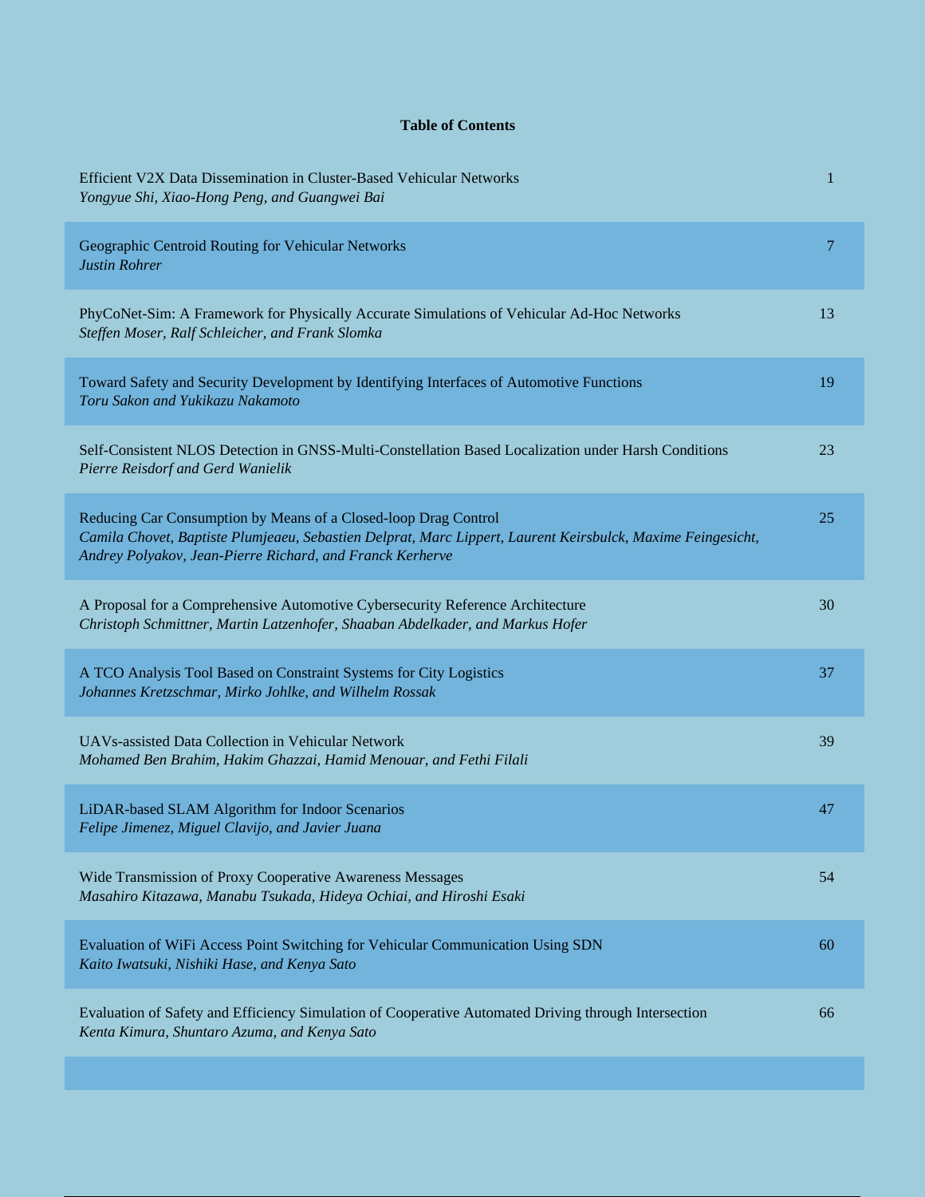**Table of Contents**

| Title / Authors | Page |
| --- | --- |
| Efficient V2X Data Dissemination in Cluster-Based Vehicular Networks<br>*Yongyue Shi, Xiao-Hong Peng, and Guangwei Bai* | 1 |
| Geographic Centroid Routing for Vehicular Networks<br>*Justin Rohrer* | 7 |
| PhyCoNet-Sim: A Framework for Physically Accurate Simulations of Vehicular Ad-Hoc Networks<br>*Steffen Moser, Ralf Schleicher, and Frank Slomka* | 13 |
| Toward Safety and Security Development by Identifying Interfaces of Automotive Functions<br>*Toru Sakon and Yukikazu Nakamoto* | 19 |
| Self-Consistent NLOS Detection in GNSS-Multi-Constellation Based Localization under Harsh Conditions<br>*Pierre Reisdorf and Gerd Wanielik* | 23 |
| Reducing Car Consumption by Means of a Closed-loop Drag Control<br>*Camila Chovet, Baptiste Plumjeaeu, Sebastien Delprat, Marc Lippert, Laurent Keirsbulck, Maxime Feingesicht, Andrey Polyakov, Jean-Pierre Richard, and Franck Kerherve* | 25 |
| A Proposal for a Comprehensive Automotive Cybersecurity Reference Architecture<br>*Christoph Schmittner, Martin Latzenhofer, Shaaban Abdelkader, and Markus Hofer* | 30 |
| A TCO Analysis Tool Based on Constraint Systems for City Logistics<br>*Johannes Kretzschmar, Mirko Johlke, and Wilhelm Rossak* | 37 |
| UAVs-assisted Data Collection in Vehicular Network<br>*Mohamed Ben Brahim, Hakim Ghazzai, Hamid Menouar, and Fethi Filali* | 39 |
| LiDAR-based SLAM Algorithm for Indoor Scenarios<br>*Felipe Jimenez, Miguel Clavijo, and Javier Juana* | 47 |
| Wide Transmission of Proxy Cooperative Awareness Messages<br>*Masahiro Kitazawa, Manabu Tsukada, Hideya Ochiai, and Hiroshi Esaki* | 54 |
| Evaluation of WiFi Access Point Switching for Vehicular Communication Using SDN<br>*Kaito Iwatsuki, Nishiki Hase, and Kenya Sato* | 60 |
| Evaluation of Safety and Efficiency Simulation of Cooperative Automated Driving through Intersection<br>*Kenta Kimura, Shuntaro Azuma, and Kenya Sato* | 66 |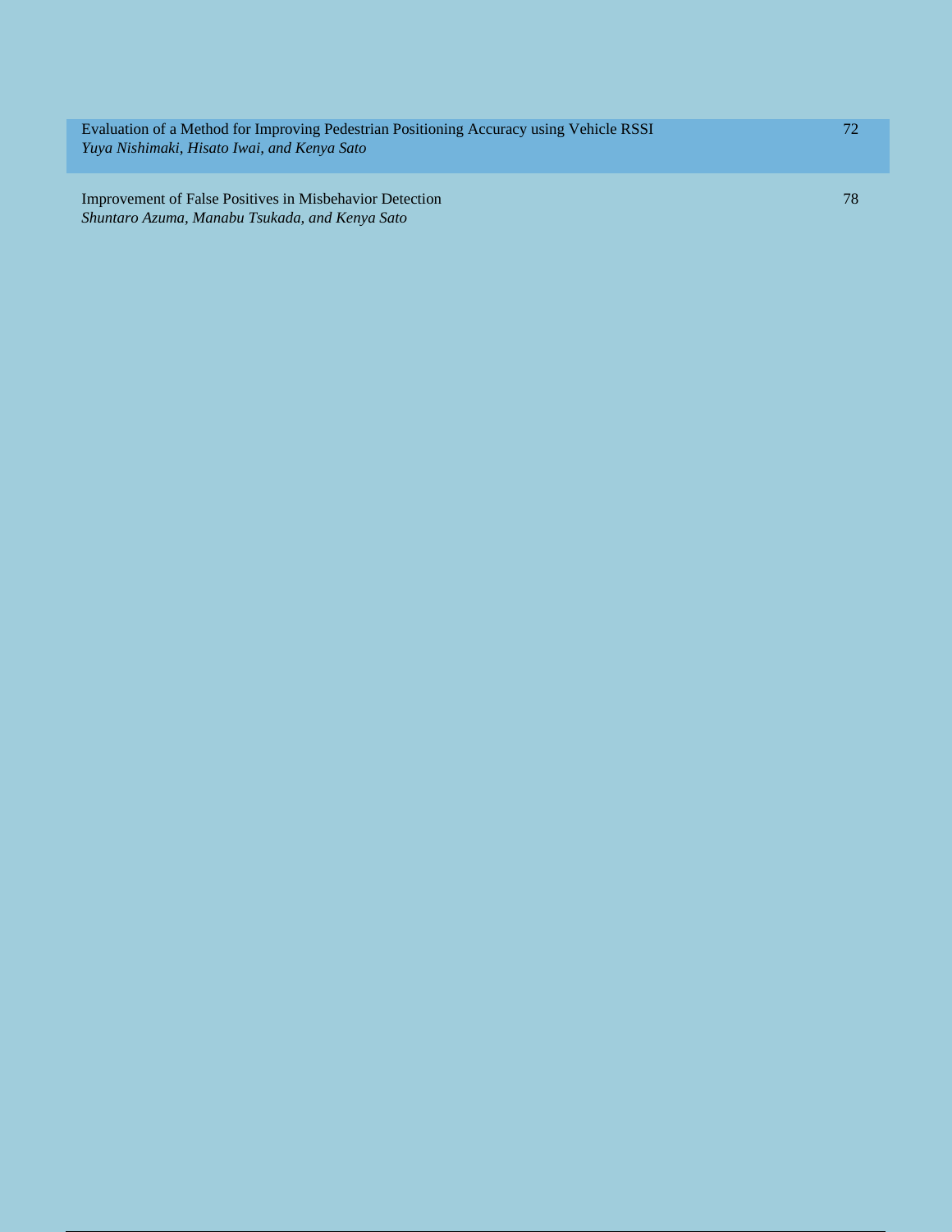Evaluation of a Method for Improving Pedestrian Positioning Accuracy using Vehicle RSSI 72
*Yuya Nishimaki, Hisato Iwai, and Kenya Sato*

Improvement of False Positives in Misbehavior Detection 78
*Shuntaro Azuma, Manabu Tsukada, and Kenya Sato*